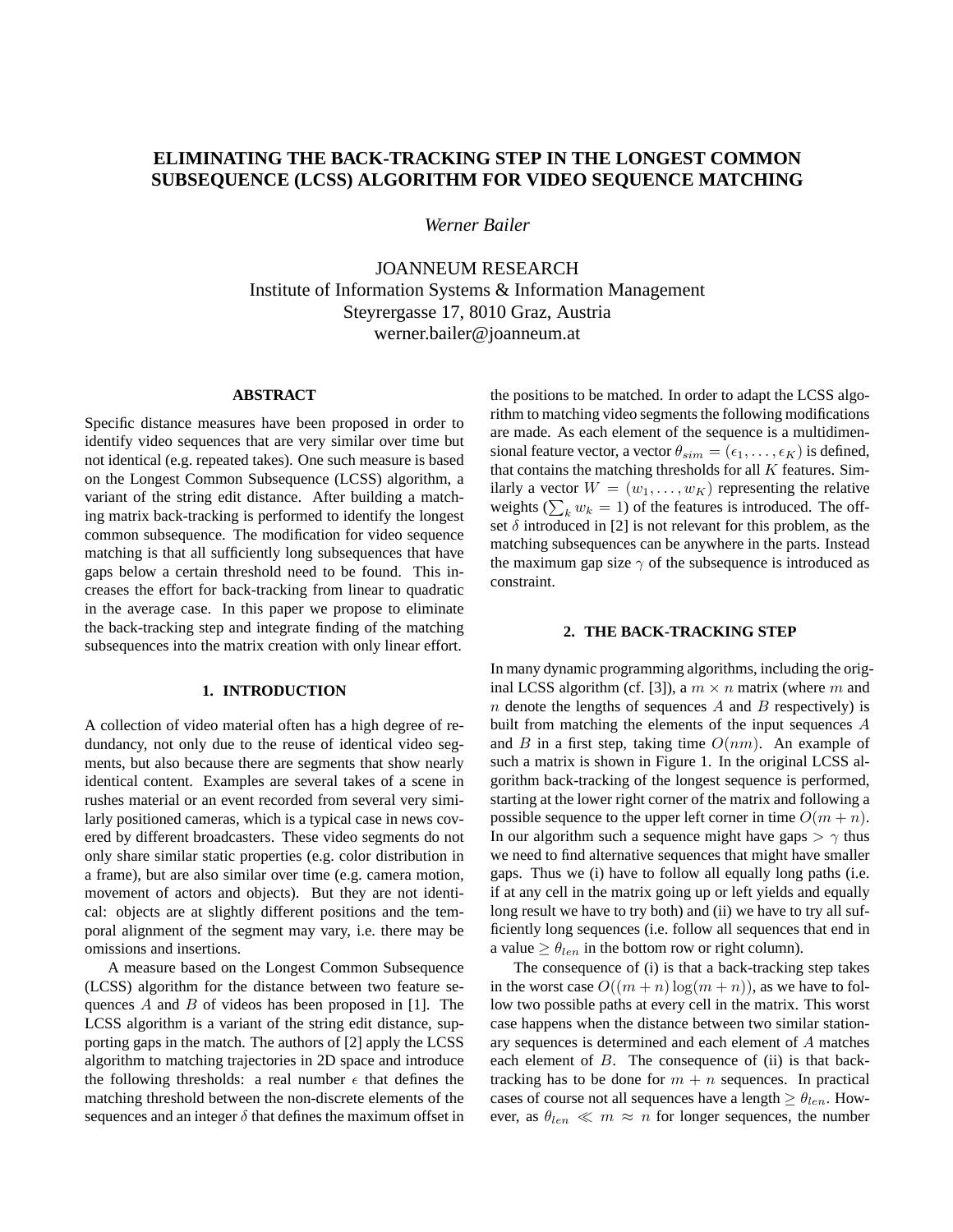# ELIMINATING THE BACK-TRACKING STEP IN THE LONGEST COMMON SUBSEQUENCE (LCSS) ALGORITHM FOR VIDEO SEQUENCE MATCHING

*Werner Bailer*

JOANNEUM RESEARCH
Institute of Information Systems & Information Management
Steyrergasse 17, 8010 Graz, Austria
werner.bailer@joanneum.at

## ABSTRACT

Specific distance measures have been proposed in order to identify video sequences that are very similar over time but not identical (e.g. repeated takes). One such measure is based on the Longest Common Subsequence (LCSS) algorithm, a variant of the string edit distance. After building a matching matrix back-tracking is performed to identify the longest common subsequence. The modification for video sequence matching is that all sufficiently long subsequences that have gaps below a certain threshold need to be found. This increases the effort for back-tracking from linear to quadratic in the average case. In this paper we propose to eliminate the back-tracking step and integrate finding of the matching subsequences into the matrix creation with only linear effort.

## 1. INTRODUCTION

A collection of video material often has a high degree of redundancy, not only due to the reuse of identical video segments, but also because there are segments that show nearly identical content. Examples are several takes of a scene in rushes material or an event recorded from several very similarly positioned cameras, which is a typical case in news covered by different broadcasters. These video segments do not only share similar static properties (e.g. color distribution in a frame), but are also similar over time (e.g. camera motion, movement of actors and objects). But they are not identical: objects are at slightly different positions and the temporal alignment of the segment may vary, i.e. there may be omissions and insertions.

A measure based on the Longest Common Subsequence (LCSS) algorithm for the distance between two feature sequences $A$ and $B$ of videos has been proposed in [1]. The LCSS algorithm is a variant of the string edit distance, supporting gaps in the match. The authors of [2] apply the LCSS algorithm to matching trajectories in 2D space and introduce the following thresholds: a real number $\epsilon$ that defines the matching threshold between the non-discrete elements of the sequences and an integer $\delta$ that defines the maximum offset in the positions to be matched. In order to adapt the LCSS algorithm to matching video segments the following modifications are made. As each element of the sequence is a multidimensional feature vector, a vector $\theta_{sim} = (\epsilon_1, \ldots, \epsilon_K)$ is defined, that contains the matching thresholds for all $K$ features. Similarly a vector $W = (w_1, \ldots, w_K)$ representing the relative weights ($\sum_k w_k = 1$) of the features is introduced. The offset $\delta$ introduced in [2] is not relevant for this problem, as the matching subsequences can be anywhere in the parts. Instead the maximum gap size $\gamma$ of the subsequence is introduced as constraint.

## 2. THE BACK-TRACKING STEP

In many dynamic programming algorithms, including the original LCSS algorithm (cf. [3]), a $m \times n$ matrix (where $m$ and $n$ denote the lengths of sequences $A$ and $B$ respectively) is built from matching the elements of the input sequences $A$ and $B$ in a first step, taking time $O(nm)$. An example of such a matrix is shown in Figure 1. In the original LCSS algorithm back-tracking of the longest sequence is performed, starting at the lower right corner of the matrix and following a possible sequence to the upper left corner in time $O(m + n)$. In our algorithm such a sequence might have gaps $> \gamma$ thus we need to find alternative sequences that might have smaller gaps. Thus we (i) have to follow all equally long paths (i.e. if at any cell in the matrix going up or left yields and equally long result we have to try both) and (ii) we have to try all sufficiently long sequences (i.e. follow all sequences that end in a value $\geq \theta_{len}$ in the bottom row or right column).

The consequence of (i) is that a back-tracking step takes in the worst case $O((m + n) \log(m + n))$, as we have to follow two possible paths at every cell in the matrix. This worst case happens when the distance between two similar stationary sequences is determined and each element of $A$ matches each element of $B$. The consequence of (ii) is that back-tracking has to be done for $m + n$ sequences. In practical cases of course not all sequences have a length $\geq \theta_{len}$. However, as $\theta_{len} \ll m \approx n$ for longer sequences, the number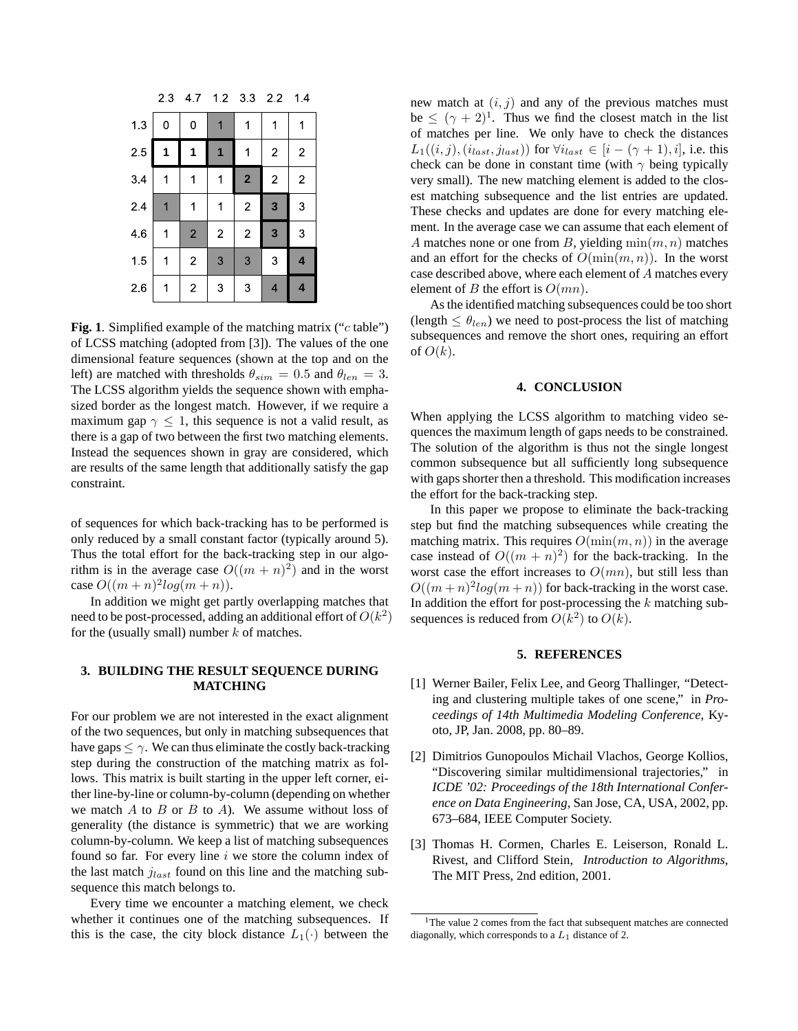| | 2.3 | 4.7 | 1.2 | 3.3 | 2.2 | 1.4 |
|---|---|---|---|---|---|---|
| 1.3 | 0 | 0 | 1 | 1 | 1 | 1 |
| 2.5 | 1 | 1 | 1 | 1 | 2 | 2 |
| 3.4 | 1 | 1 | 1 | 2 | 2 | 2 |
| 2.4 | 1 | 1 | 1 | 2 | 3 | 3 |
| 4.6 | 1 | 2 | 2 | 2 | 3 | 3 |
| 1.5 | 1 | 2 | 3 | 3 | 3 | 4 |
| 2.6 | 1 | 2 | 3 | 3 | 4 | 4 |

**Fig. 1**. Simplified example of the matching matrix ("$c$ table") of LCSS matching (adopted from [3]). The values of the one dimensional feature sequences (shown at the top and on the left) are matched with thresholds $\theta_{sim} = 0.5$ and $\theta_{len} = 3$. The LCSS algorithm yields the sequence shown with emphasized border as the longest match. However, if we require a maximum gap $\gamma \leq 1$, this sequence is not a valid result, as there is a gap of two between the first two matching elements. Instead the sequences shown in gray are considered, which are results of the same length that additionally satisfy the gap constraint.

of sequences for which back-tracking has to be performed is only reduced by a small constant factor (typically around 5). Thus the total effort for the back-tracking step in our algorithm is in the average case $O((m+n)^2)$ and in the worst case $O((m+n)^2 log(m+n))$.

In addition we might get partly overlapping matches that need to be post-processed, adding an additional effort of $O(k^2)$ for the (usually small) number $k$ of matches.

## 3. BUILDING THE RESULT SEQUENCE DURING MATCHING

For our problem we are not interested in the exact alignment of the two sequences, but only in matching subsequences that have gaps $\leq \gamma$. We can thus eliminate the costly back-tracking step during the construction of the matching matrix as follows. This matrix is built starting in the upper left corner, either line-by-line or column-by-column (depending on whether we match $A$ to $B$ or $B$ to $A$). We assume without loss of generality (the distance is symmetric) that we are working column-by-column. We keep a list of matching subsequences found so far. For every line $i$ we store the column index of the last match $j_{last}$ found on this line and the matching subsequence this match belongs to.

Every time we encounter a matching element, we check whether it continues one of the matching subsequences. If this is the case, the city block distance $L_1(\cdot)$ between the new match at $(i,j)$ and any of the previous matches must be $\leq (\gamma+2)$[1]. Thus we find the closest match in the list of matches per line. We only have to check the distances $L_1((i,j),(i_{last},j_{last}))$ for $\forall i_{last} \in [i-(\gamma+1), i]$, i.e. this check can be done in constant time (with $\gamma$ being typically very small). The new matching element is added to the closest matching subsequence and the list entries are updated. These checks and updates are done for every matching element. In the average case we can assume that each element of $A$ matches none or one from $B$, yielding $\min(m,n)$ matches and an effort for the checks of $O(\min(m,n))$. In the worst case described above, where each element of $A$ matches every element of $B$ the effort is $O(mn)$.

As the identified matching subsequences could be too short (length $\leq \theta_{len}$) we need to post-process the list of matching subsequences and remove the short ones, requiring an effort of $O(k)$.

## 4. CONCLUSION

When applying the LCSS algorithm to matching video sequences the maximum length of gaps needs to be constrained. The solution of the algorithm is thus not the single longest common subsequence but all sufficiently long subsequence with gaps shorter then a threshold. This modification increases the effort for the back-tracking step.

In this paper we propose to eliminate the back-tracking step but find the matching subsequences while creating the matching matrix. This requires $O(\min(m,n))$ in the average case instead of $O((m+n)^2)$ for the back-tracking. In the worst case the effort increases to $O(mn)$, but still less than $O((m+n)^2 log(m+n))$ for back-tracking in the worst case. In addition the effort for post-processing the $k$ matching subsequences is reduced from $O(k^2)$ to $O(k)$.

## 5. REFERENCES

[1] Werner Bailer, Felix Lee, and Georg Thallinger, "Detecting and clustering multiple takes of one scene," in *Proceedings of 14th Multimedia Modeling Conference*, Kyoto, JP, Jan. 2008, pp. 80–89.

[2] Dimitrios Gunopoulos Michail Vlachos, George Kollios, "Discovering similar multidimensional trajectories," in *ICDE '02: Proceedings of the 18th International Conference on Data Engineering*, San Jose, CA, USA, 2002, pp. 673–684, IEEE Computer Society.

[3] Thomas H. Cormen, Charles E. Leiserson, Ronald L. Rivest, and Clifford Stein, *Introduction to Algorithms*, The MIT Press, 2nd edition, 2001.

[1] The value 2 comes from the fact that subsequent matches are connected diagonally, which corresponds to a $L_1$ distance of 2.